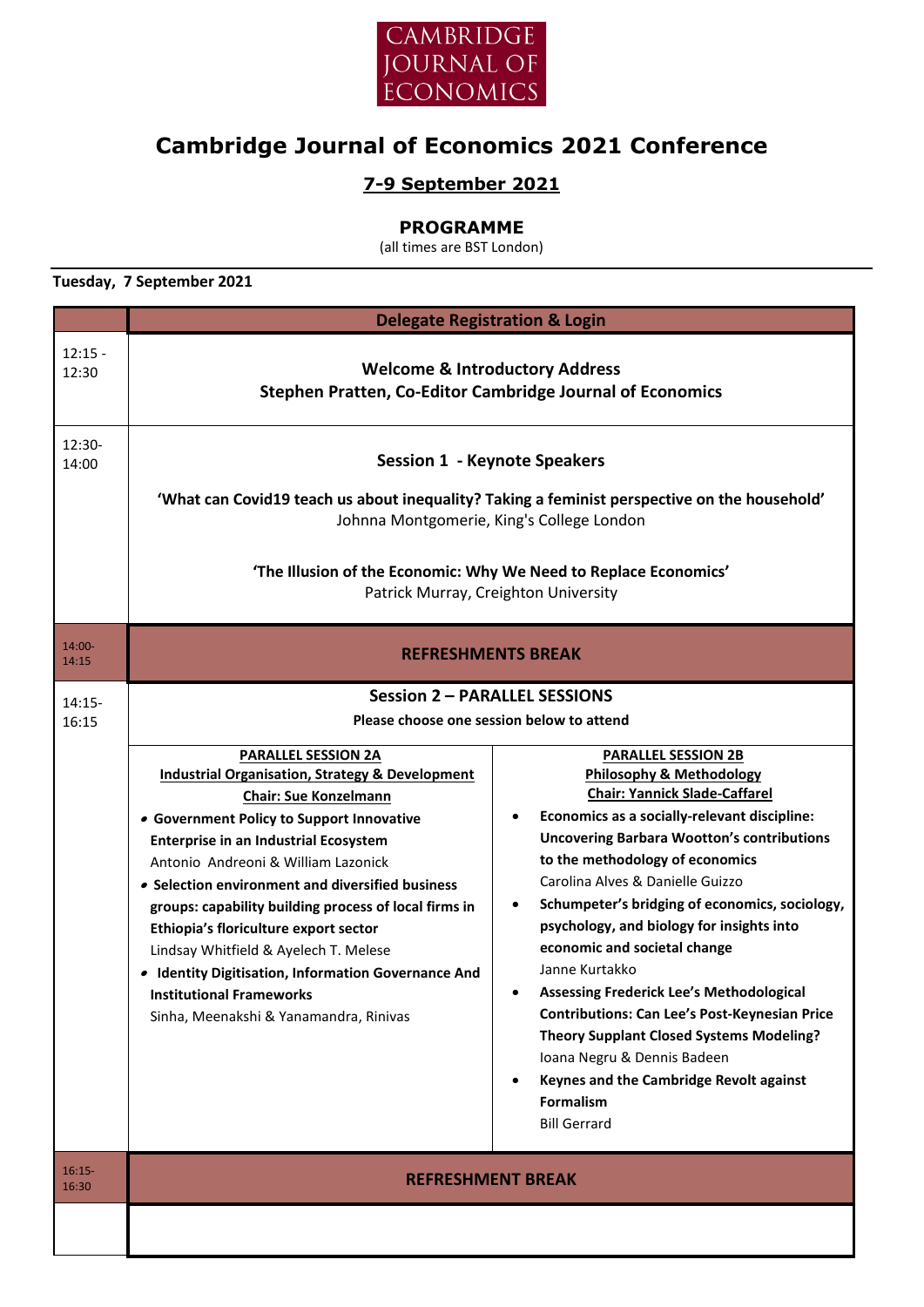CAMBRIDGE JOURNAL OF ECONOMICS

# Cambridge Journal of Economics 2021 Conference

## 7-9 September 2021

### PROGRAMME

(all times are BST London)

**Tuesday, 7 September 2021**

| | **Delegate Registration & Login** |
|---|---|
| 12:15 - 12:30 | **Welcome & Introductory Address**<br>**Stephen Pratten, Co-Editor Cambridge Journal of Economics** |
| 12:30-14:00 | **Session 1 - Keynote Speakers**<br><br>**'What can Covid19 teach us about inequality? Taking a feminist perspective on the household'**<br>Johnna Montgomerie, King's College London<br><br>**'The Illusion of the Economic: Why We Need to Replace Economics'**<br>Patrick Murray, Creighton University |
| 14:00-14:15 | **REFRESHMENTS BREAK** |
| 14:15-16:15 | **Session 2 – PARALLEL SESSIONS**<br>**Please choose one session below to attend** |

| PARALLEL SESSION 2A | PARALLEL SESSION 2B |
|---|---|
| **Industrial Organisation, Strategy & Development**<br>**Chair: Sue Konzelmann** | **Philosophy & Methodology**<br>**Chair: Yannick Slade-Caffarel** |
| • **Government Policy to Support Innovative Enterprise in an Industrial Ecosystem**<br>Antonio Andreoni & William Lazonick<br>• **Selection environment and diversified business groups: capability building process of local firms in Ethiopia's floriculture export sector**<br>Lindsay Whitfield & Ayelech T. Melese<br>• **Identity Digitisation, Information Governance And Institutional Frameworks**<br>Sinha, Meenakshi & Yanamandra, Rinivas | • **Economics as a socially-relevant discipline: Uncovering Barbara Wootton's contributions to the methodology of economics**<br>Carolina Alves & Danielle Guizzo<br>• **Schumpeter's bridging of economics, sociology, psychology, and biology for insights into economic and societal change**<br>Janne Kurtakko<br>• **Assessing Frederick Lee's Methodological Contributions: Can Lee's Post-Keynesian Price Theory Supplant Closed Systems Modeling?**<br>Ioana Negru & Dennis Badeen<br>• **Keynes and the Cambridge Revolt against Formalism**<br>Bill Gerrard |

| | |
|---|---|
| 16:15-16:30 | **REFRESHMENT BREAK** |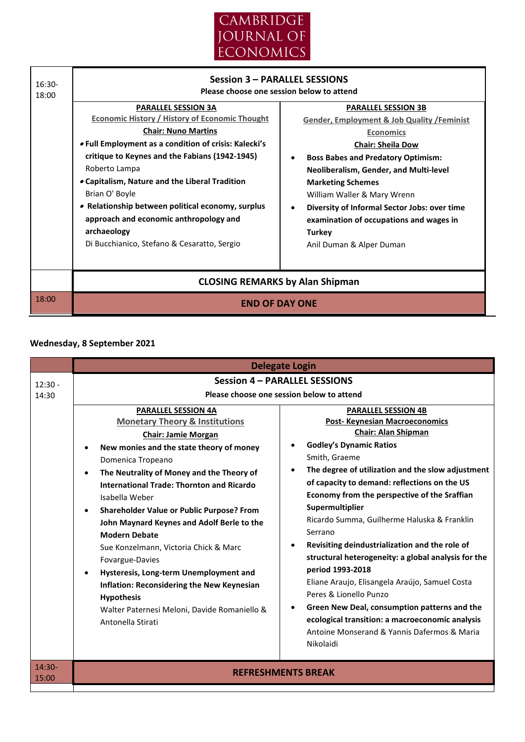**CAMBRIDGE JOURNAL OF ECONOMICS**

| Time | Session |
|---|---|
| 16:30-18:00 | **Session 3 – PARALLEL SESSIONS**<br>**Please choose one session below to attend** |
| | **PARALLEL SESSION 3A**<br>Economic History / History of Economic Thought<br>**Chair: Nuno Martins**<br>• **Full Employment as a condition of crisis: Kalecki's critique to Keynes and the Fabians (1942-1945)**<br>Roberto Lampa<br>• **Capitalism, Nature and the Liberal Tradition**<br>Brian O' Boyle<br>• **Relationship between political economy, surplus approach and economic anthropology and archaeology**<br>Di Bucchianico, Stefano & Cesaratto, Sergio |
| | **PARALLEL SESSION 3B**<br>Gender, Employment & Job Quality /Feminist Economics<br>**Chair: Sheila Dow**<br>• **Boss Babes and Predatory Optimism: Neoliberalism, Gender, and Multi-level Marketing Schemes**<br>William Waller & Mary Wrenn<br>• **Diversity of Informal Sector Jobs: over time examination of occupations and wages in Turkey**<br>Anil Duman & Alper Duman |
| | **CLOSING REMARKS by Alan Shipman** |
| 18:00 | **END OF DAY ONE** |

**Wednesday, 8 September 2021**

| Time | Session |
|---|---|
| | **Delegate Login** |
| 12:30 - 14:30 | **Session 4 – PARALLEL SESSIONS**<br>**Please choose one session below to attend** |
| | **PARALLEL SESSION 4A**<br>Monetary Theory & Institutions<br>**Chair: Jamie Morgan**<br>• **New monies and the state theory of money**<br>Domenica Tropeano<br>• **The Neutrality of Money and the Theory of International Trade: Thornton and Ricardo**<br>Isabella Weber<br>• **Shareholder Value or Public Purpose? From John Maynard Keynes and Adolf Berle to the Modern Debate**<br>Sue Konzelmann, Victoria Chick & Marc Fovargue-Davies<br>• **Hysteresis, Long-term Unemployment and Inflation: Reconsidering the New Keynesian Hypothesis**<br>Walter Paternesi Meloni, Davide Romaniello & Antonella Stirati |
| | **PARALLEL SESSION 4B**<br>Post- Keynesian Macroeconomics<br>**Chair: Alan Shipman**<br>• **Godley's Dynamic Ratios**<br>Smith, Graeme<br>• **The degree of utilization and the slow adjustment of capacity to demand: reflections on the US Economy from the perspective of the Sraffian Supermultiplier**<br>Ricardo Summa, Guilherme Haluska & Franklin Serrano<br>• **Revisiting deindustrialization and the role of structural heterogeneity: a global analysis for the period 1993-2018**<br>Eliane Araujo, Elisangela Araújo, Samuel Costa Peres & Lionello Punzo<br>• **Green New Deal, consumption patterns and the ecological transition: a macroeconomic analysis**<br>Antoine Monserand & Yannis Dafermos & Maria Nikolaidi |
| 14:30-15:00 | **REFRESHMENTS BREAK** |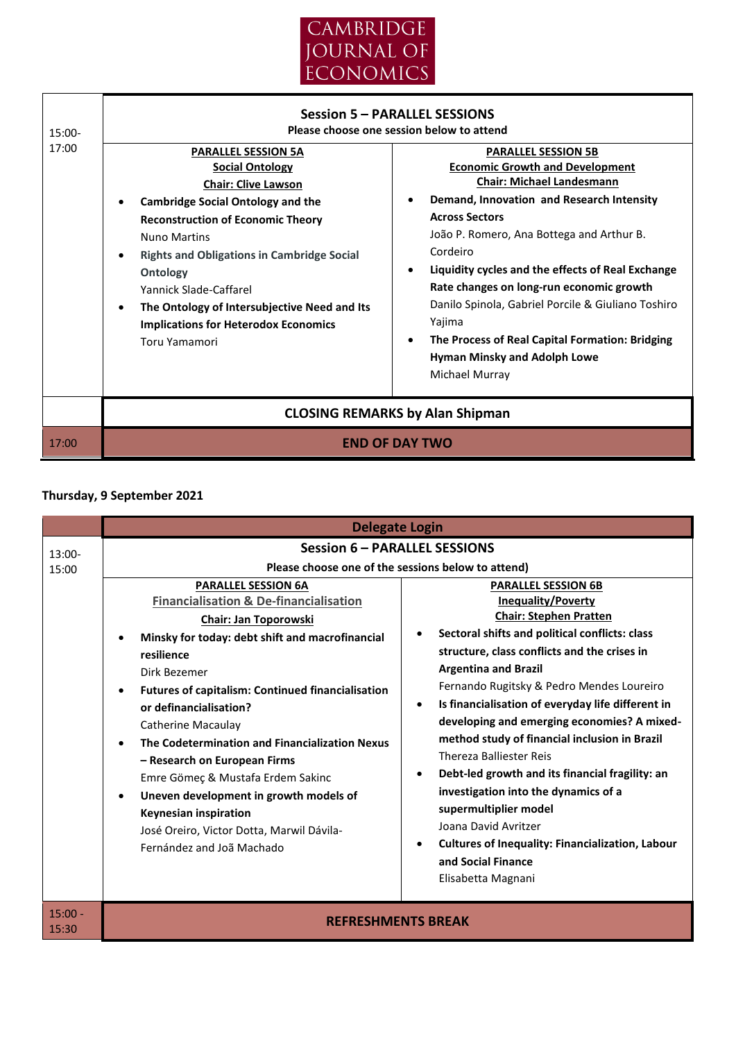# CAMBRIDGE JOURNAL OF ECONOMICS

| | |
|---|---|
| 15:00-17:00 | **Session 5 – PARALLEL SESSIONS**<br>**Please choose one session below to attend** |

**PARALLEL SESSION 5A**
**Social Ontology**
**Chair: Clive Lawson**

- **Cambridge Social Ontology and the Reconstruction of Economic Theory**
  Nuno Martins
- **Rights and Obligations in Cambridge Social Ontology**
  Yannick Slade-Caffarel
- **The Ontology of Intersubjective Need and Its Implications for Heterodox Economics**
  Toru Yamamori

**PARALLEL SESSION 5B**
**Economic Growth and Development**
**Chair: Michael Landesmann**

- **Demand, Innovation and Research Intensity Across Sectors**
  João P. Romero, Ana Bottega and Arthur B. Cordeiro
- **Liquidity cycles and the effects of Real Exchange Rate changes on long-run economic growth**
  Danilo Spinola, Gabriel Porcile & Giuliano Toshiro Yajima
- **The Process of Real Capital Formation: Bridging Hyman Minsky and Adolph Lowe**
  Michael Murray

**CLOSING REMARKS by Alan Shipman**

| | |
|---|---|
| 17:00 | **END OF DAY TWO** |

## Thursday, 9 September 2021

**Delegate Login**

| | |
|---|---|
| 13:00-15:00 | **Session 6 – PARALLEL SESSIONS**<br>**Please choose one of the sessions below to attend)** |

**PARALLEL SESSION 6A**
**Financialisation & De-financialisation**
**Chair: Jan Toporowski**

- **Minsky for today: debt shift and macrofinancial resilience**
  Dirk Bezemer
- **Futures of capitalism: Continued financialisation or definancialisation?**
  Catherine Macaulay
- **The Codetermination and Financialization Nexus – Research on European Firms**
  Emre Gömeç & Mustafa Erdem Sakinc
- **Uneven development in growth models of Keynesian inspiration**
  José Oreiro, Victor Dotta, Marwil Dávila-Fernández and Joã Machado

**PARALLEL SESSION 6B**
**Inequality/Poverty**
**Chair: Stephen Pratten**

- **Sectoral shifts and political conflicts: class structure, class conflicts and the crises in Argentina and Brazil**
  Fernando Rugitsky & Pedro Mendes Loureiro
- **Is financialisation of everyday life different in developing and emerging economies? A mixed-method study of financial inclusion in Brazil**
  Thereza Balliester Reis
- **Debt-led growth and its financial fragility: an investigation into the dynamics of a supermultiplier model**
  Joana David Avritzer
- **Cultures of Inequality: Financialization, Labour and Social Finance**
  Elisabetta Magnani

| | |
|---|---|
| 15:00 - 15:30 | **REFRESHMENTS BREAK** |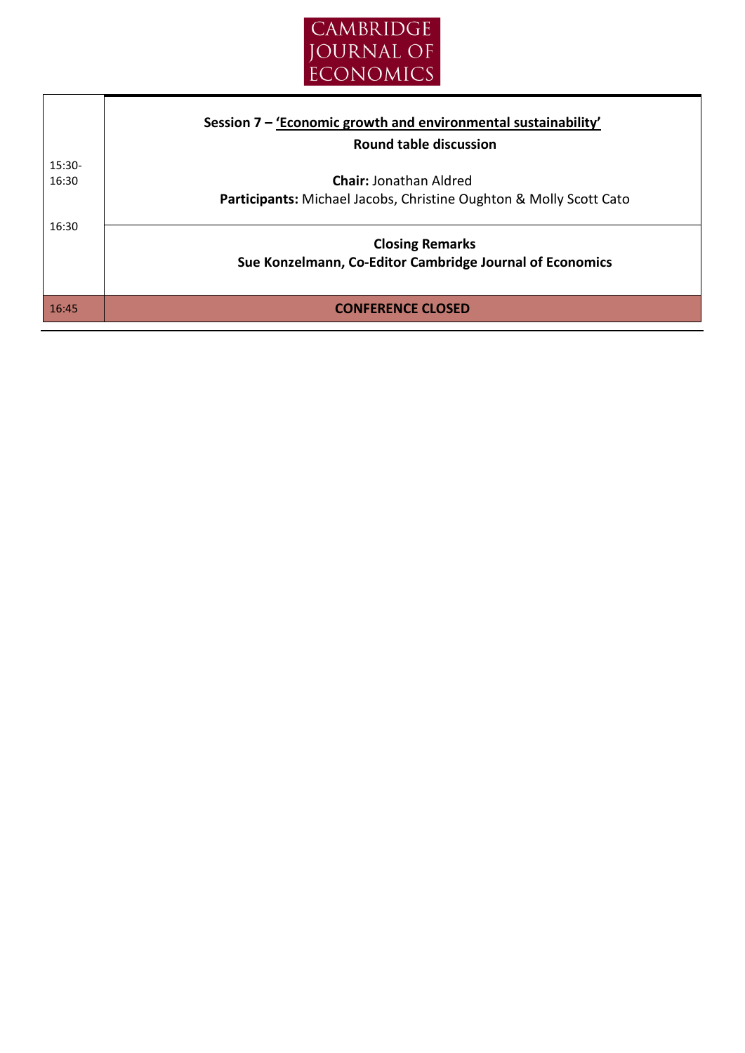| | |
|---|---|
| 15:30-16:30 | **Session 7 – 'Economic growth and environmental sustainability'** **Round table discussion** **Chair:** Jonathan Aldred **Participants:** Michael Jacobs, Christine Oughton & Molly Scott Cato |
| 16:30 | **Closing Remarks** **Sue Konzelmann, Co-Editor Cambridge Journal of Economics** |
| 16:45 | **CONFERENCE CLOSED** |